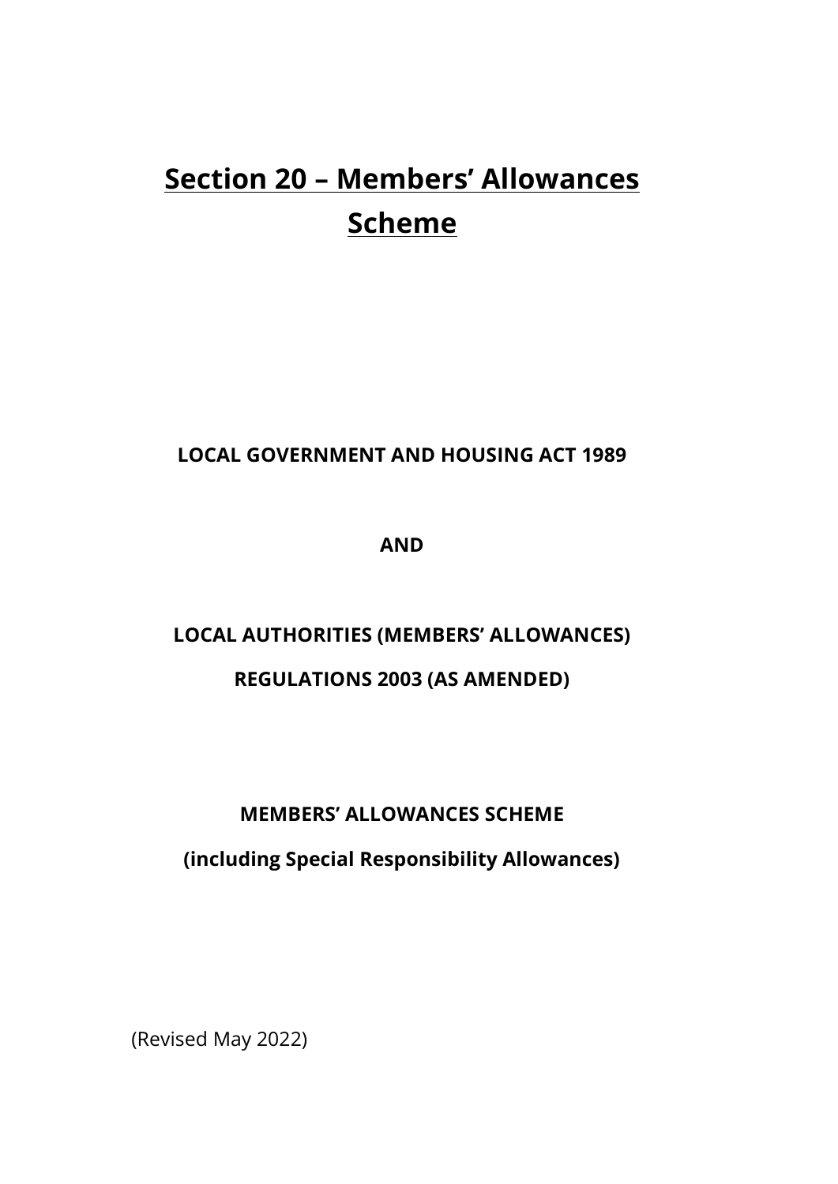# Section 20 – Members' Allowances Scheme

**LOCAL GOVERNMENT AND HOUSING ACT 1989**

**AND**

**LOCAL AUTHORITIES (MEMBERS' ALLOWANCES) REGULATIONS 2003 (AS AMENDED)**

**MEMBERS' ALLOWANCES SCHEME**

**(including Special Responsibility Allowances)**

(Revised May 2022)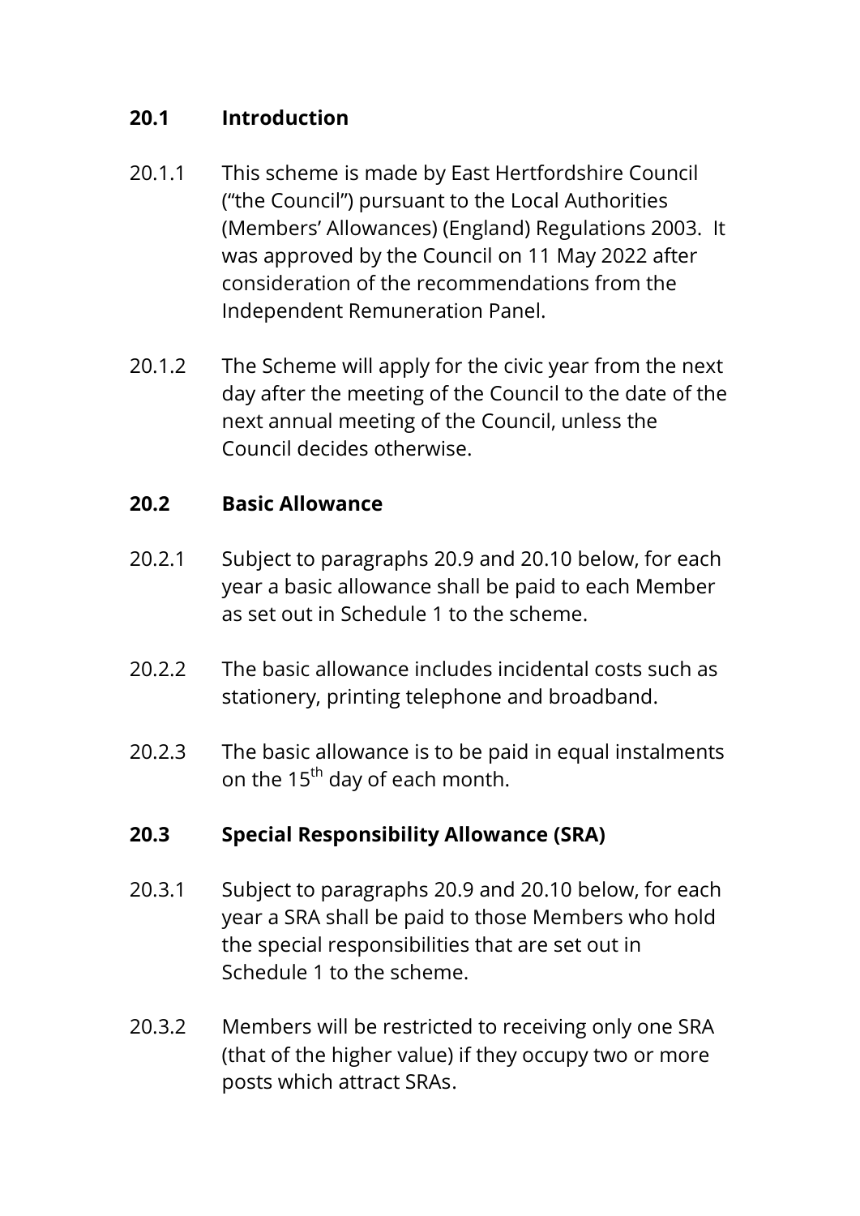## 20.1 Introduction

20.1.1 This scheme is made by East Hertfordshire Council ("the Council") pursuant to the Local Authorities (Members' Allowances) (England) Regulations 2003. It was approved by the Council on 11 May 2022 after consideration of the recommendations from the Independent Remuneration Panel.

20.1.2 The Scheme will apply for the civic year from the next day after the meeting of the Council to the date of the next annual meeting of the Council, unless the Council decides otherwise.

## 20.2 Basic Allowance

20.2.1 Subject to paragraphs 20.9 and 20.10 below, for each year a basic allowance shall be paid to each Member as set out in Schedule 1 to the scheme.

20.2.2 The basic allowance includes incidental costs such as stationery, printing telephone and broadband.

20.2.3 The basic allowance is to be paid in equal instalments on the 15th day of each month.

## 20.3 Special Responsibility Allowance (SRA)

20.3.1 Subject to paragraphs 20.9 and 20.10 below, for each year a SRA shall be paid to those Members who hold the special responsibilities that are set out in Schedule 1 to the scheme.

20.3.2 Members will be restricted to receiving only one SRA (that of the higher value) if they occupy two or more posts which attract SRAs.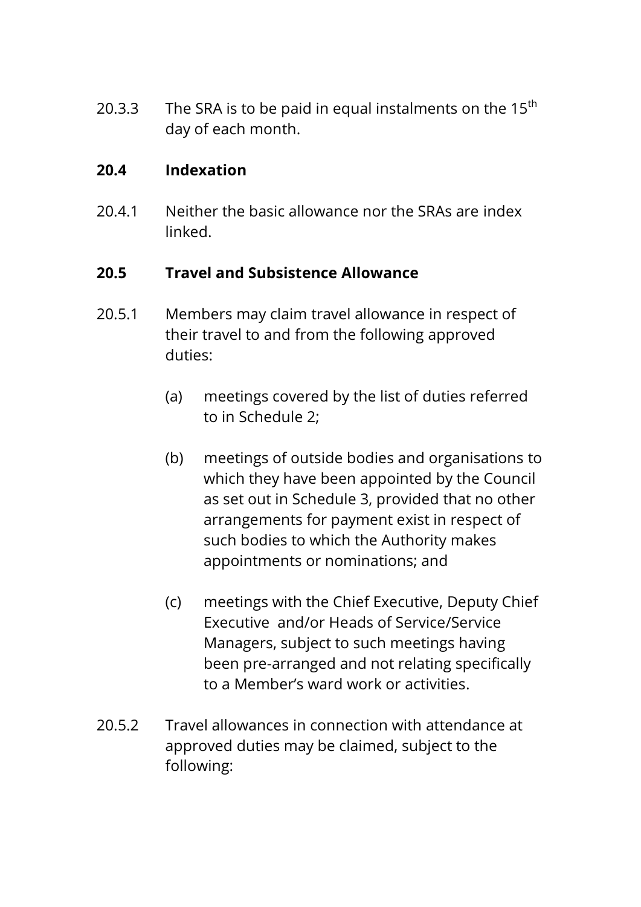20.3.3 The SRA is to be paid in equal instalments on the 15th day of each month.

### 20.4 Indexation

20.4.1 Neither the basic allowance nor the SRAs are index linked.

### 20.5 Travel and Subsistence Allowance

20.5.1 Members may claim travel allowance in respect of their travel to and from the following approved duties:

(a) meetings covered by the list of duties referred to in Schedule 2;

(b) meetings of outside bodies and organisations to which they have been appointed by the Council as set out in Schedule 3, provided that no other arrangements for payment exist in respect of such bodies to which the Authority makes appointments or nominations; and

(c) meetings with the Chief Executive, Deputy Chief Executive and/or Heads of Service/Service Managers, subject to such meetings having been pre-arranged and not relating specifically to a Member's ward work or activities.

20.5.2 Travel allowances in connection with attendance at approved duties may be claimed, subject to the following: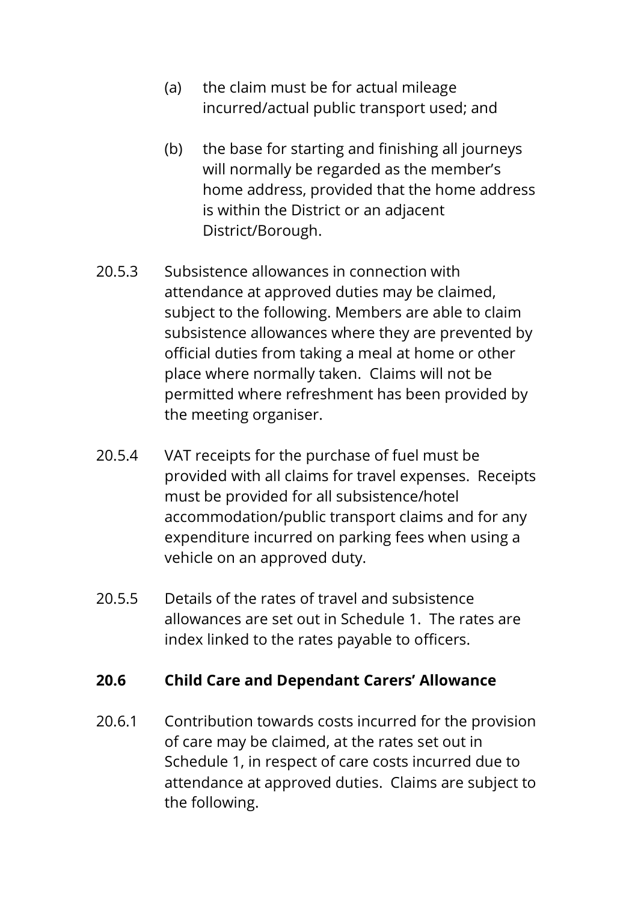(a) the claim must be for actual mileage incurred/actual public transport used; and

(b) the base for starting and finishing all journeys will normally be regarded as the member's home address, provided that the home address is within the District or an adjacent District/Borough.

20.5.3 Subsistence allowances in connection with attendance at approved duties may be claimed, subject to the following. Members are able to claim subsistence allowances where they are prevented by official duties from taking a meal at home or other place where normally taken. Claims will not be permitted where refreshment has been provided by the meeting organiser.

20.5.4 VAT receipts for the purchase of fuel must be provided with all claims for travel expenses. Receipts must be provided for all subsistence/hotel accommodation/public transport claims and for any expenditure incurred on parking fees when using a vehicle on an approved duty.

20.5.5 Details of the rates of travel and subsistence allowances are set out in Schedule 1. The rates are index linked to the rates payable to officers.

**20.6 Child Care and Dependant Carers' Allowance**

20.6.1 Contribution towards costs incurred for the provision of care may be claimed, at the rates set out in Schedule 1, in respect of care costs incurred due to attendance at approved duties. Claims are subject to the following.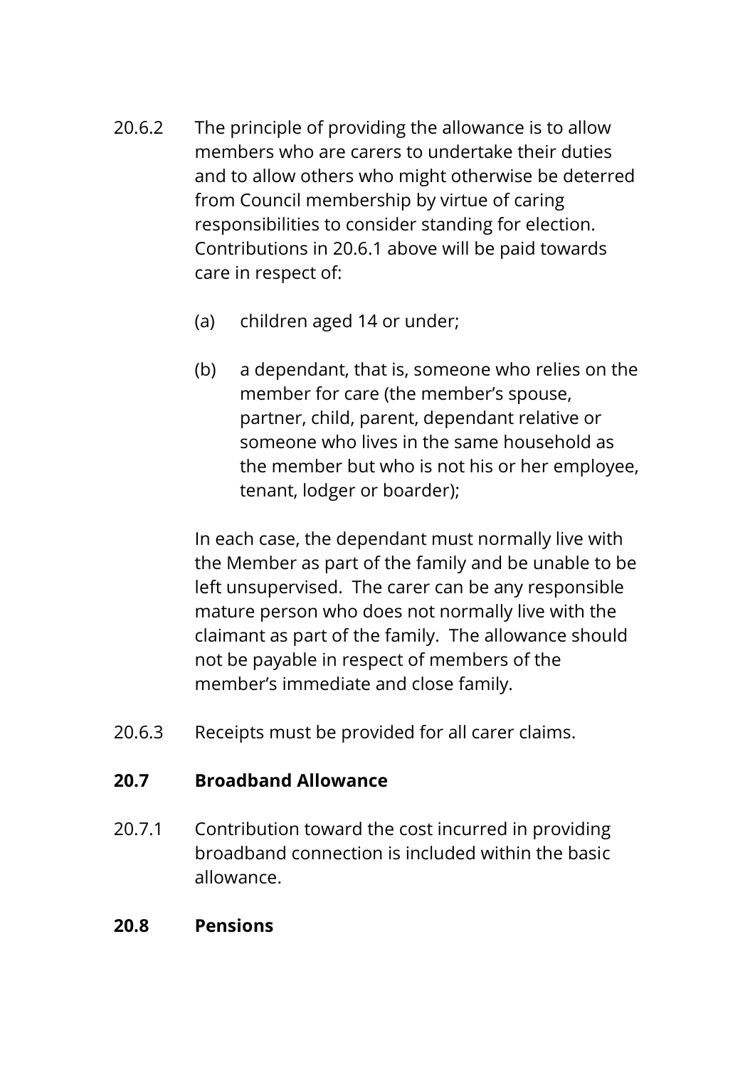20.6.2 The principle of providing the allowance is to allow members who are carers to undertake their duties and to allow others who might otherwise be deterred from Council membership by virtue of caring responsibilities to consider standing for election. Contributions in 20.6.1 above will be paid towards care in respect of:

(a) children aged 14 or under;

(b) a dependant, that is, someone who relies on the member for care (the member's spouse, partner, child, parent, dependant relative or someone who lives in the same household as the member but who is not his or her employee, tenant, lodger or boarder);

In each case, the dependant must normally live with the Member as part of the family and be unable to be left unsupervised. The carer can be any responsible mature person who does not normally live with the claimant as part of the family. The allowance should not be payable in respect of members of the member's immediate and close family.

20.6.3 Receipts must be provided for all carer claims.

**20.7 Broadband Allowance**

20.7.1 Contribution toward the cost incurred in providing broadband connection is included within the basic allowance.

**20.8 Pensions**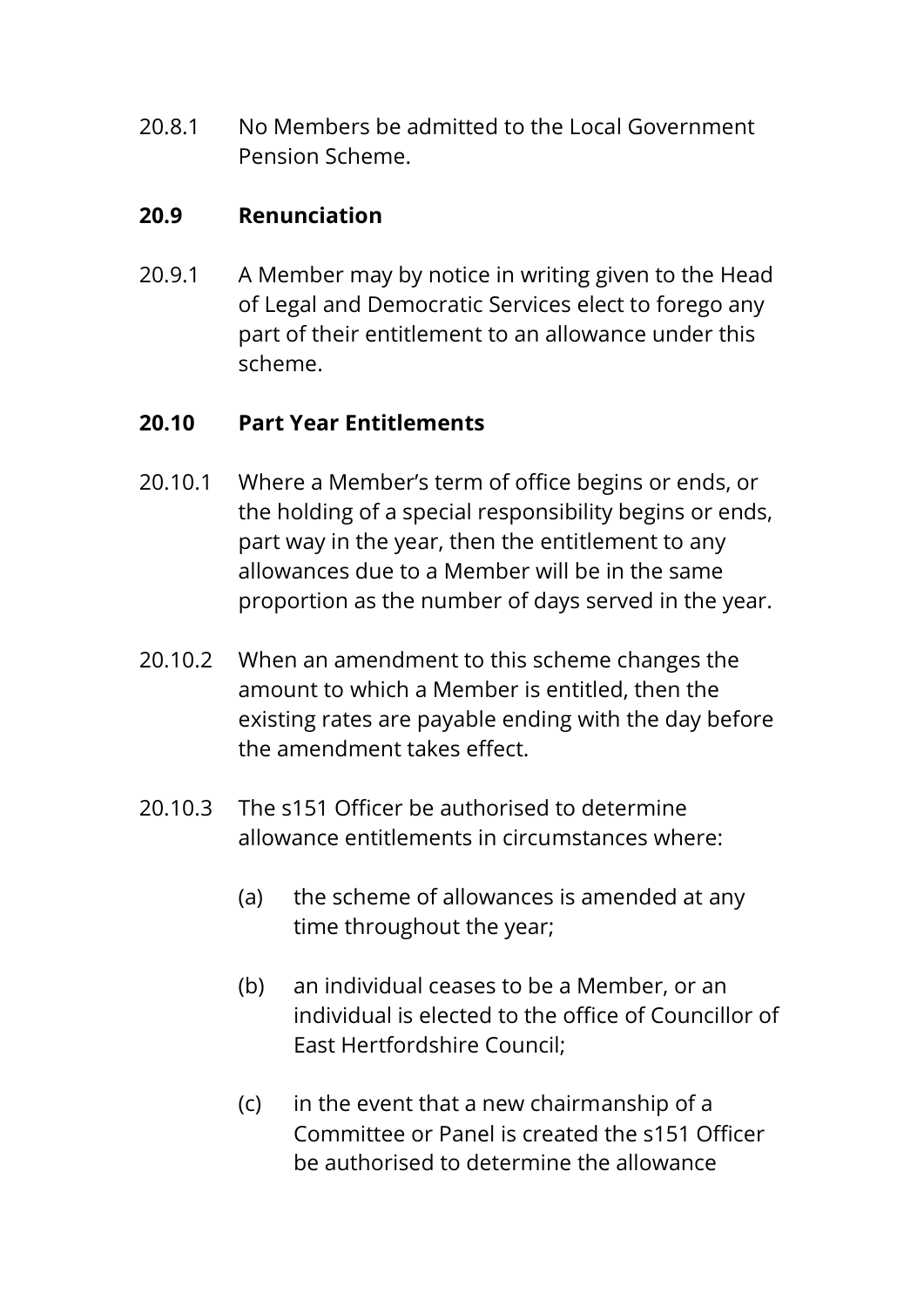20.8.1 No Members be admitted to the Local Government Pension Scheme.

### 20.9 Renunciation

20.9.1 A Member may by notice in writing given to the Head of Legal and Democratic Services elect to forego any part of their entitlement to an allowance under this scheme.

### 20.10 Part Year Entitlements

20.10.1 Where a Member's term of office begins or ends, or the holding of a special responsibility begins or ends, part way in the year, then the entitlement to any allowances due to a Member will be in the same proportion as the number of days served in the year.

20.10.2 When an amendment to this scheme changes the amount to which a Member is entitled, then the existing rates are payable ending with the day before the amendment takes effect.

20.10.3 The s151 Officer be authorised to determine allowance entitlements in circumstances where:

(a) the scheme of allowances is amended at any time throughout the year;

(b) an individual ceases to be a Member, or an individual is elected to the office of Councillor of East Hertfordshire Council;

(c) in the event that a new chairmanship of a Committee or Panel is created the s151 Officer be authorised to determine the allowance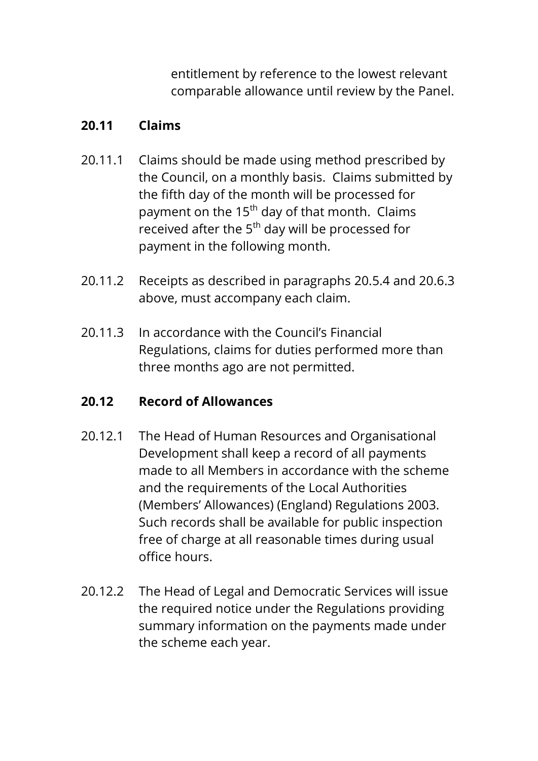entitlement by reference to the lowest relevant comparable allowance until review by the Panel.

## 20.11 Claims

20.11.1 Claims should be made using method prescribed by the Council, on a monthly basis. Claims submitted by the fifth day of the month will be processed for payment on the 15th day of that month. Claims received after the 5th day will be processed for payment in the following month.

20.11.2 Receipts as described in paragraphs 20.5.4 and 20.6.3 above, must accompany each claim.

20.11.3 In accordance with the Council's Financial Regulations, claims for duties performed more than three months ago are not permitted.

## 20.12 Record of Allowances

20.12.1 The Head of Human Resources and Organisational Development shall keep a record of all payments made to all Members in accordance with the scheme and the requirements of the Local Authorities (Members' Allowances) (England) Regulations 2003. Such records shall be available for public inspection free of charge at all reasonable times during usual office hours.

20.12.2 The Head of Legal and Democratic Services will issue the required notice under the Regulations providing summary information on the payments made under the scheme each year.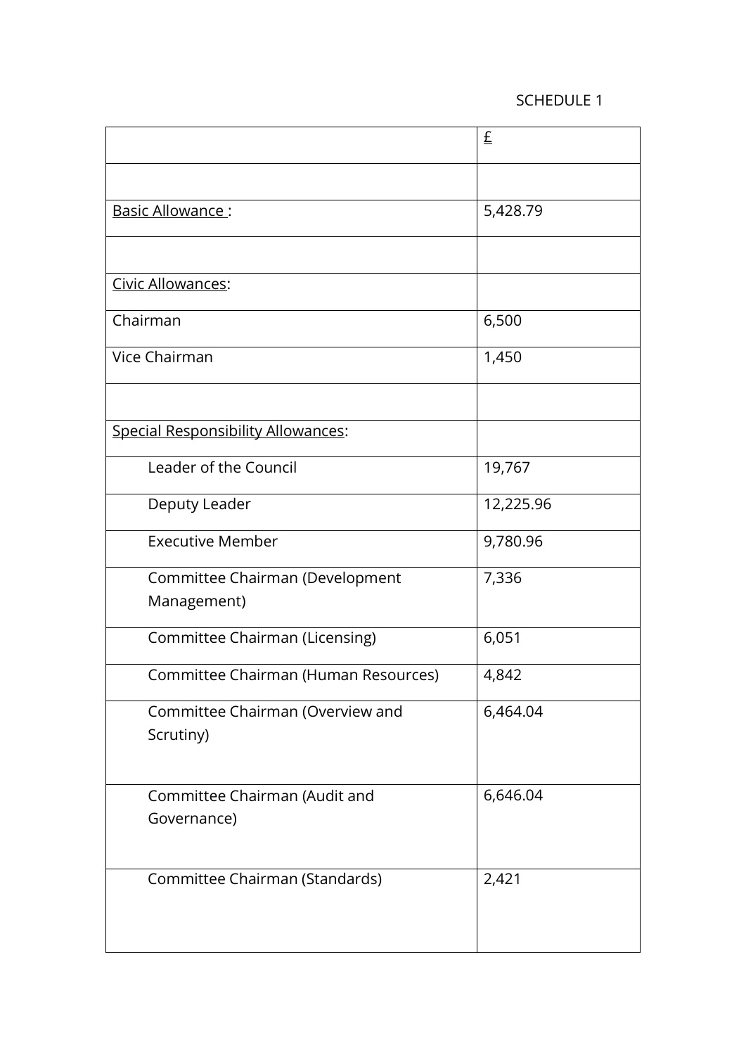SCHEDULE 1

| | £ |
|---|---|
| | |
| Basic Allowance : | 5,428.79 |
| | |
| Civic Allowances: | |
| Chairman | 6,500 |
| Vice Chairman | 1,450 |
| | |
| Special Responsibility Allowances: | |
| Leader of the Council | 19,767 |
| Deputy Leader | 12,225.96 |
| Executive Member | 9,780.96 |
| Committee Chairman (Development Management) | 7,336 |
| Committee Chairman (Licensing) | 6,051 |
| Committee Chairman (Human Resources) | 4,842 |
| Committee Chairman (Overview and Scrutiny) | 6,464.04 |
| Committee Chairman (Audit and Governance) | 6,646.04 |
| Committee Chairman (Standards) | 2,421 |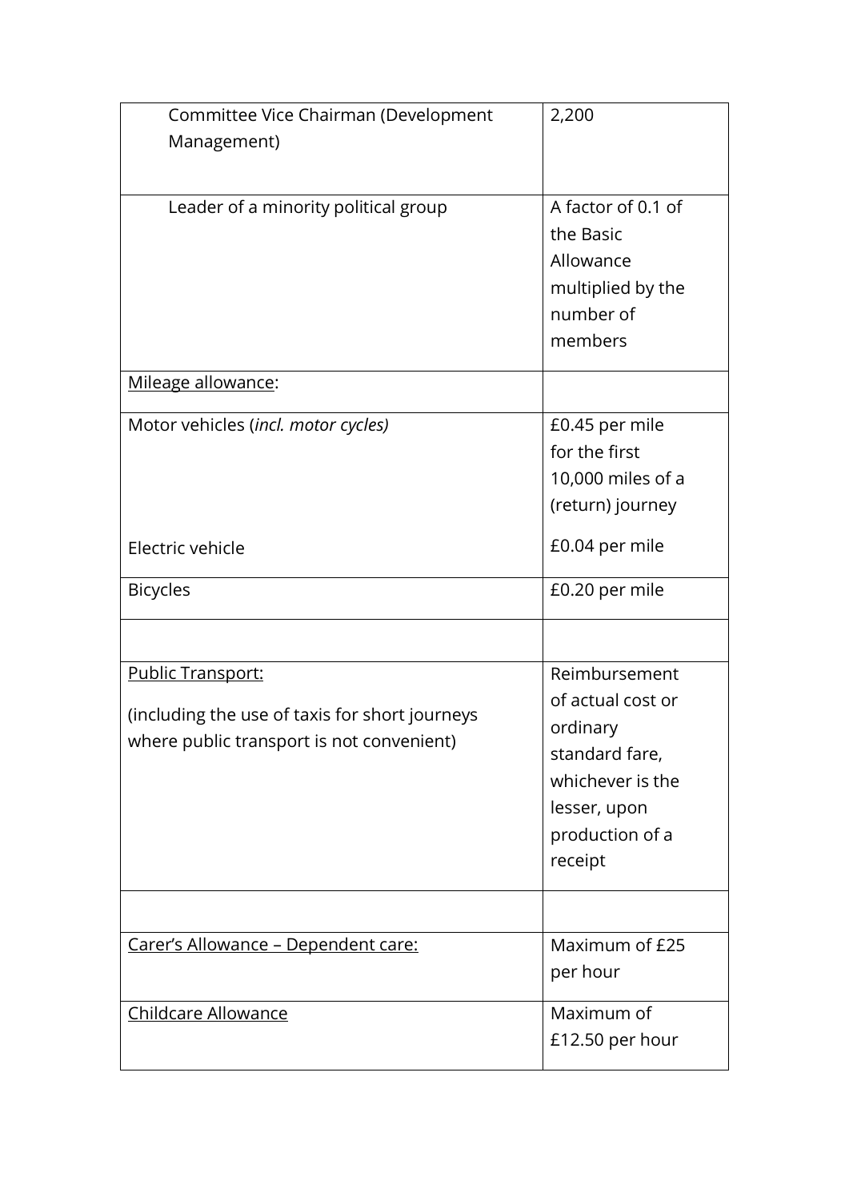| | |
|---|---|
| Committee Vice Chairman (Development Management) | 2,200 |
| Leader of a minority political group | A factor of 0.1 of the Basic Allowance multiplied by the number of members |
| Mileage allowance: | |
| Motor vehicles (*incl. motor cycles*)<br><br>Electric vehicle | £0.45 per mile for the first 10,000 miles of a (return) journey<br><br>£0.04 per mile |
| Bicycles | £0.20 per mile |
| | |
| Public Transport:<br><br>(including the use of taxis for short journeys where public transport is not convenient) | Reimbursement of actual cost or ordinary standard fare, whichever is the lesser, upon production of a receipt |
| | |
| Carer's Allowance – Dependent care: | Maximum of £25 per hour |
| Childcare Allowance | Maximum of £12.50 per hour |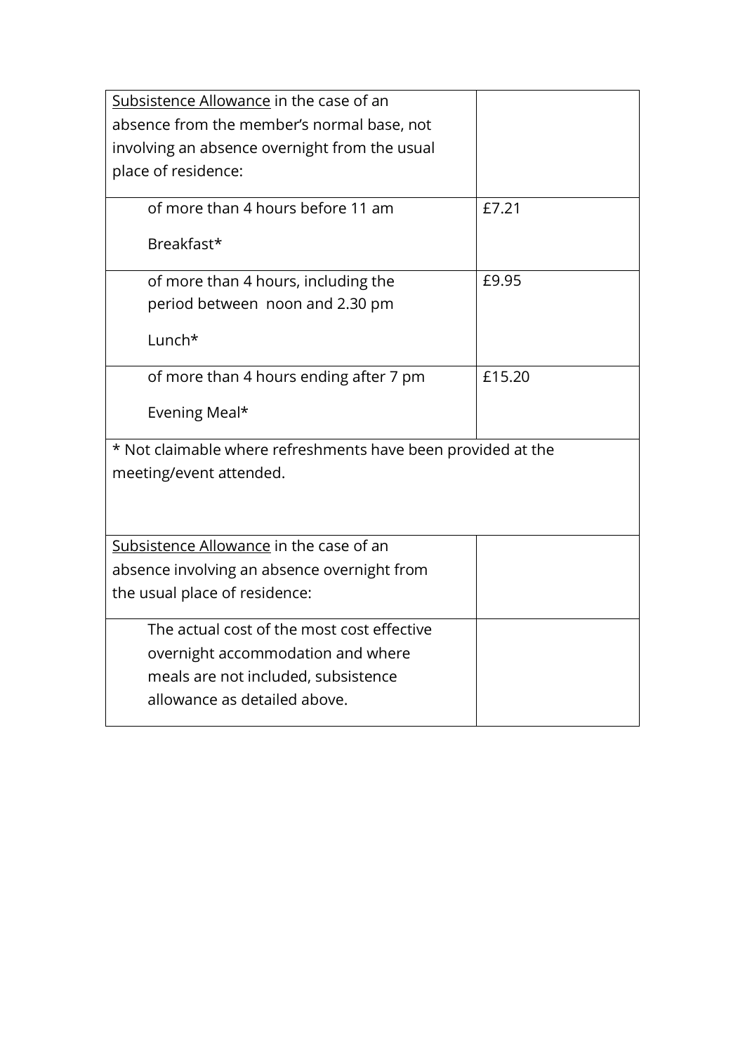| Subsistence Allowance in the case of an absence from the member's normal base, not involving an absence overnight from the usual place of residence: | |
|---|---|
| of more than 4 hours before 11 am<br><br>Breakfast* | £7.21 |
| of more than 4 hours, including the period between noon and 2.30 pm<br><br>Lunch* | £9.95 |
| of more than 4 hours ending after 7 pm<br><br>Evening Meal* | £15.20 |
| * Not claimable where refreshments have been provided at the meeting/event attended. | |
| Subsistence Allowance in the case of an absence involving an absence overnight from the usual place of residence: | |
| The actual cost of the most cost effective overnight accommodation and where meals are not included, subsistence allowance as detailed above. | |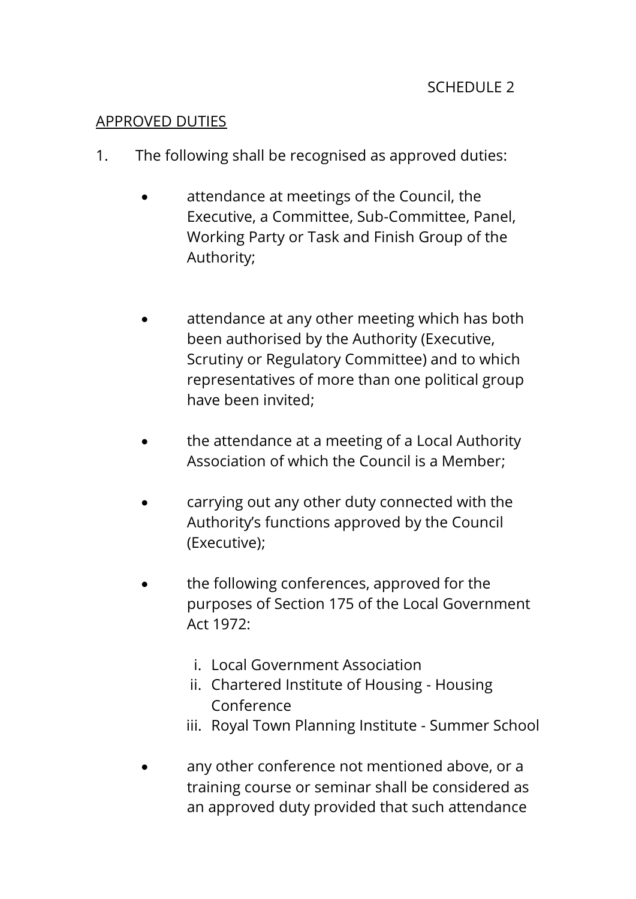SCHEDULE 2

## APPROVED DUTIES

1. The following shall be recognised as approved duties:

   - attendance at meetings of the Council, the Executive, a Committee, Sub-Committee, Panel, Working Party or Task and Finish Group of the Authority;

   - attendance at any other meeting which has both been authorised by the Authority (Executive, Scrutiny or Regulatory Committee) and to which representatives of more than one political group have been invited;

   - the attendance at a meeting of a Local Authority Association of which the Council is a Member;

   - carrying out any other duty connected with the Authority's functions approved by the Council (Executive);

   - the following conferences, approved for the purposes of Section 175 of the Local Government Act 1972:

     i. Local Government Association
     ii. Chartered Institute of Housing - Housing Conference
     iii. Royal Town Planning Institute - Summer School

   - any other conference not mentioned above, or a training course or seminar shall be considered as an approved duty provided that such attendance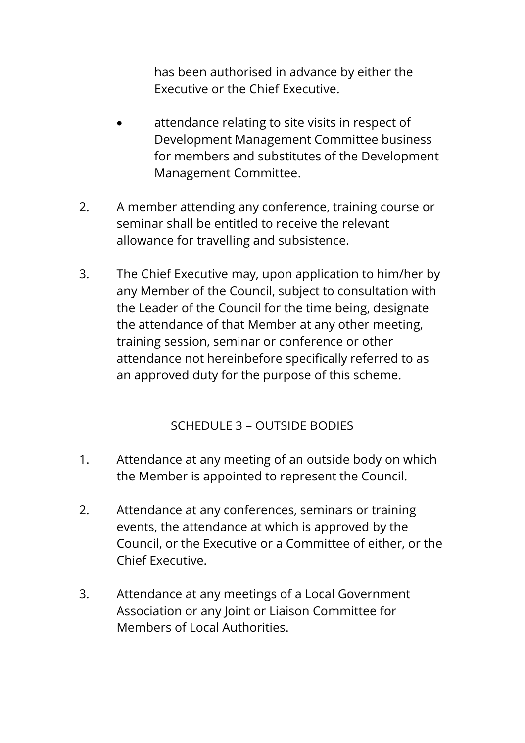has been authorised in advance by either the Executive or the Chief Executive.

- attendance relating to site visits in respect of Development Management Committee business for members and substitutes of the Development Management Committee.

2. A member attending any conference, training course or seminar shall be entitled to receive the relevant allowance for travelling and subsistence.

3. The Chief Executive may, upon application to him/her by any Member of the Council, subject to consultation with the Leader of the Council for the time being, designate the attendance of that Member at any other meeting, training session, seminar or conference or other attendance not hereinbefore specifically referred to as an approved duty for the purpose of this scheme.

## SCHEDULE 3 – OUTSIDE BODIES

1. Attendance at any meeting of an outside body on which the Member is appointed to represent the Council.

2. Attendance at any conferences, seminars or training events, the attendance at which is approved by the Council, or the Executive or a Committee of either, or the Chief Executive.

3. Attendance at any meetings of a Local Government Association or any Joint or Liaison Committee for Members of Local Authorities.